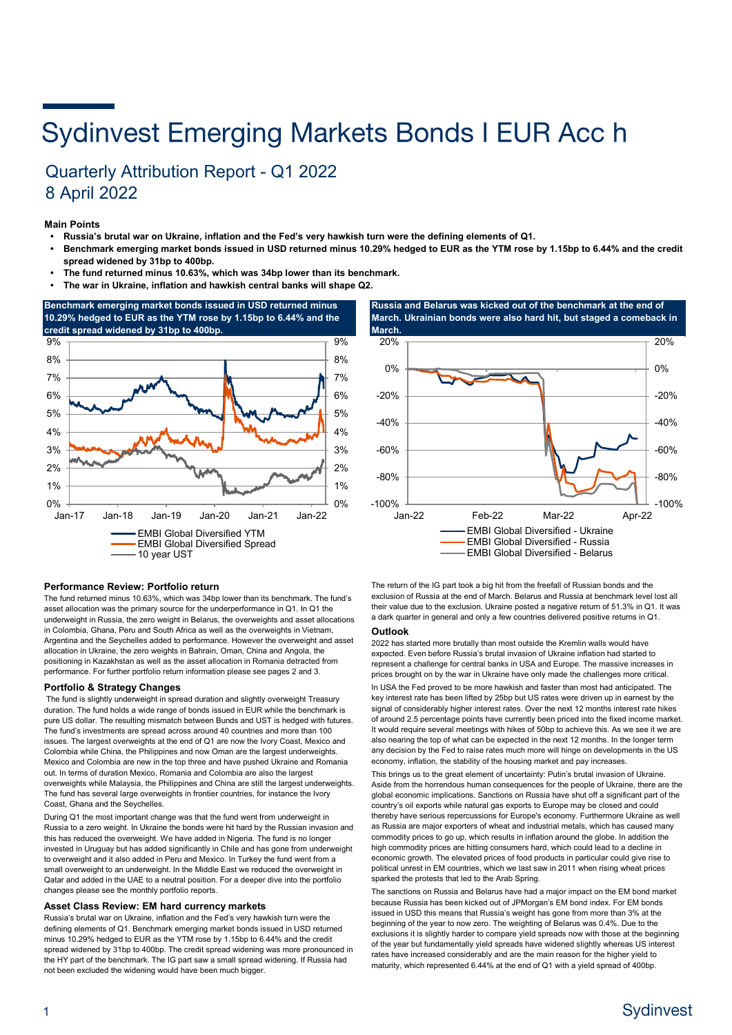# Sydinvest Emerging Markets Bonds I EUR Acc h

## Quarterly Attribution Report - Q1 2022
## 8 April 2022

**Main Points**

- **Russia's brutal war on Ukraine, inflation and the Fed's very hawkish turn were the defining elements of Q1.**
- **Benchmark emerging market bonds issued in USD returned minus 10.29% hedged to EUR as the YTM rose by 1.15bp to 6.44% and the credit spread widened by 31bp to 400bp.**
- **The fund returned minus 10.63%, which was 34bp lower than its benchmark.**
- **The war in Ukraine, inflation and hawkish central banks will shape Q2.**

**Benchmark emerging market bonds issued in USD returned minus 10.29% hedged to EUR as the YTM rose by 1.15bp to 6.44% and the credit spread widened by 31bp to 400bp.**

**Russia and Belarus was kicked out of the benchmark at the end of March. Ukrainian bonds were also hard hit, but staged a comeback in March.**

### Performance Review: Portfolio return

The fund returned minus 10.63%, which was 34bp lower than its benchmark. The fund's asset allocation was the primary source for the underperformance in Q1. In Q1 the underweight in Russia, the zero weight in Belarus, the overweights and asset allocations in Colombia, Ghana, Peru and South Africa as well as the overweights in Vietnam, Argentina and the Seychelles added to performance. However the overweight and asset allocation in Ukraine, the zero weights in Bahrain, Oman, China and Angola, the positioning in Kazakhstan as well as the asset allocation in Romania detracted from performance. For further portfolio return information please see pages 2 and 3.

### Portfolio & Strategy Changes

The fund is slightly underweight in spread duration and slightly overweight Treasury duration. The fund holds a wide range of bonds issued in EUR while the benchmark is pure US dollar. The resulting mismatch between Bunds and UST is hedged with futures. The fund's investments are spread across around 40 countries and more than 100 issues. The largest overweights at the end of Q1 are now the Ivory Coast, Mexico and Colombia while China, the Philippines and now Oman are the largest underweights. Mexico and Colombia are new in the top three and have pushed Ukraine and Romania out. In terms of duration Mexico, Romania and Colombia are also the largest overweights while Malaysia, the Philippines and China are still the largest underweights. The fund has several large overweights in frontier countries, for instance the Ivory Coast, Ghana and the Seychelles.

During Q1 the most important change was that the fund went from underweight in Russia to a zero weight. In Ukraine the bonds were hit hard by the Russian invasion and this has reduced the overweight. We have added in Nigeria. The fund is no longer invested in Uruguay but has added significantly in Chile and has gone from underweight to overweight and it also added in Peru and Mexico. In Turkey the fund went from a small overweight to an underweight. In the Middle East we reduced the overweight in Qatar and added in the UAE to a neutral position. For a deeper dive into the portfolio changes please see the monthly portfolio reports.

### Asset Class Review: EM hard currency markets

Russia's brutal war on Ukraine, inflation and the Fed's very hawkish turn were the defining elements of Q1. Benchmark emerging market bonds issued in USD returned minus 10.29% hedged to EUR as the YTM rose by 1.15bp to 6.44% and the credit spread widened by 31bp to 400bp. The credit spread widening was more pronounced in the HY part of the benchmark. The IG part saw a small spread widening. If Russia had not been excluded the widening would have been much bigger.

The return of the IG part took a big hit from the freefall of Russian bonds and the exclusion of Russia at the end of March. Belarus and Russia at benchmark level lost all their value due to the exclusion. Ukraine posted a negative return of 51.3% in Q1. It was a dark quarter in general and only a few countries delivered positive returns in Q1.

### Outlook

2022 has started more brutally than most outside the Kremlin walls would have expected. Even before Russia's brutal invasion of Ukraine inflation had started to represent a challenge for central banks in USA and Europe. The massive increases in prices brought on by the war in Ukraine have only made the challenges more critical.

In USA the Fed proved to be more hawkish and faster than most had anticipated. The key interest rate has been lifted by 25bp but US rates were driven up in earnest by the signal of considerably higher interest rates. Over the next 12 months interest rate hikes of around 2.5 percentage points have currently been priced into the fixed income market. It would require several meetings with hikes of 50bp to achieve this. As we see it we are also nearing the top of what can be expected in the next 12 months. In the longer term any decision by the Fed to raise rates much more will hinge on developments in the US economy, inflation, the stability of the housing market and pay increases.

This brings us to the great element of uncertainty: Putin's brutal invasion of Ukraine. Aside from the horrendous human consequences for the people of Ukraine, there are the global economic implications. Sanctions on Russia have shut off a significant part of the country's oil exports while natural gas exports to Europe may be closed and could thereby have serious repercussions for Europe's economy. Furthermore Ukraine as well as Russia are major exporters of wheat and industrial metals, which has caused many commodity prices to go up, which results in inflation around the globe. In addition the high commodity prices are hitting consumers hard, which could lead to a decline in economic growth. The elevated prices of food products in particular could give rise to political unrest in EM countries, which we last saw in 2011 when rising wheat prices sparked the protests that led to the Arab Spring.

The sanctions on Russia and Belarus have had a major impact on the EM bond market because Russia has been kicked out of JPMorgan's EM bond index. For EM bonds issued in USD this means that Russia's weight has gone from more than 3% at the beginning of the year to now zero. The weighting of Belarus was 0.4%. Due to the exclusions it is slightly harder to compare yield spreads now with those at the beginning of the year but fundamentally yield spreads have widened slightly whereas US interest rates have increased considerably and are the main reason for the higher yield to maturity, which represented 6.44% at the end of Q1 with a yield spread of 400bp.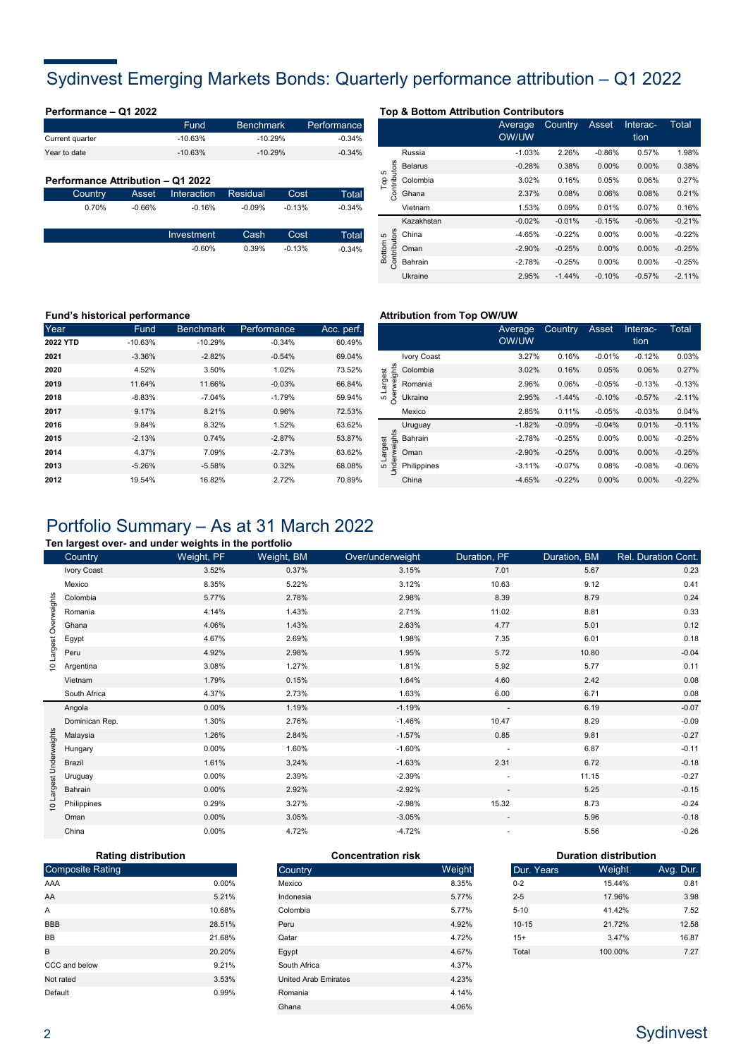# Sydinvest Emerging Markets Bonds: Quarterly performance attribution – Q1 2022

### Performance – Q1 2022

| | Fund | Benchmark | Performance |
|---|---|---|---|
| Current quarter | -10.63% | -10.29% | -0.34% |
| Year to date | -10.63% | -10.29% | -0.34% |

### Performance Attribution – Q1 2022

| Country | Asset | Interaction | Residual | Cost | Total |
|---|---|---|---|---|---|
| 0.70% | -0.66% | -0.16% | -0.09% | -0.13% | -0.34% |

| Investment | Cash | Cost | Total |
|---|---|---|---|
| -0.60% | 0.39% | -0.13% | -0.34% |

### Top & Bottom Attribution Contributors

| | | Average OW/UW | Country | Asset | Interaction | Total |
|---|---|---|---|---|---|---|
| Top 5 Contributors | Russia | -1.03% | 2.26% | -0.86% | 0.57% | 1.98% |
| | Belarus | -0.28% | 0.38% | 0.00% | 0.00% | 0.38% |
| | Colombia | 3.02% | 0.16% | 0.05% | 0.06% | 0.27% |
| | Ghana | 2.37% | 0.08% | 0.06% | 0.08% | 0.21% |
| | Vietnam | 1.53% | 0.09% | 0.01% | 0.07% | 0.16% |
| Bottom 5 Contributors | Kazakhstan | -0.02% | -0.01% | -0.15% | -0.06% | -0.21% |
| | China | -4.65% | -0.22% | 0.00% | 0.00% | -0.22% |
| | Oman | -2.90% | -0.25% | 0.00% | 0.00% | -0.25% |
| | Bahrain | -2.78% | -0.25% | 0.00% | 0.00% | -0.25% |
| | Ukraine | 2.95% | -1.44% | -0.10% | -0.57% | -2.11% |

### Fund's historical performance

| Year | Fund | Benchmark | Performance | Acc. perf. |
|---|---|---|---|---|
| **2022 YTD** | -10.63% | -10.29% | -0.34% | 60.49% |
| **2021** | -3.36% | -2.82% | -0.54% | 69.04% |
| **2020** | 4.52% | 3.50% | 1.02% | 73.52% |
| **2019** | 11.64% | 11.66% | -0.03% | 66.84% |
| **2018** | -8.83% | -7.04% | -1.79% | 59.94% |
| **2017** | 9.17% | 8.21% | 0.96% | 72.53% |
| **2016** | 9.84% | 8.32% | 1.52% | 63.62% |
| **2015** | -2.13% | 0.74% | -2.87% | 53.87% |
| **2014** | 4.37% | 7.09% | -2.73% | 63.62% |
| **2013** | -5.26% | -5.58% | 0.32% | 68.08% |
| **2012** | 19.54% | 16.82% | 2.72% | 70.89% |

### Attribution from Top OW/UW

| | | Average OW/UW | Country | Asset | Interaction | Total |
|---|---|---|---|---|---|---|
| 5 Largest Overweights | Ivory Coast | 3.27% | 0.16% | -0.01% | -0.12% | 0.03% |
| | Colombia | 3.02% | 0.16% | 0.05% | 0.06% | 0.27% |
| | Romania | 2.96% | 0.06% | -0.05% | -0.13% | -0.13% |
| | Ukraine | 2.95% | -1.44% | -0.10% | -0.57% | -2.11% |
| | Mexico | 2.85% | 0.11% | -0.05% | -0.03% | 0.04% |
| 5 Largest Underweights | Uruguay | -1.82% | -0.09% | -0.04% | 0.01% | -0.11% |
| | Bahrain | -2.78% | -0.25% | 0.00% | 0.00% | -0.25% |
| | Oman | -2.90% | -0.25% | 0.00% | 0.00% | -0.25% |
| | Philippines | -3.11% | -0.07% | 0.08% | -0.08% | -0.06% |
| | China | -4.65% | -0.22% | 0.00% | 0.00% | -0.22% |

# Portfolio Summary – As at 31 March 2022

### Ten largest over- and under weights in the portfolio

| | Country | Weight, PF | Weight, BM | Over/underweight | Duration, PF | Duration, BM | Rel. Duration Cont. |
|---|---|---|---|---|---|---|---|
| 10 Largest Overweights | Ivory Coast | 3.52% | 0.37% | 3.15% | 7.01 | 5.67 | 0.23 |
| | Mexico | 8.35% | 5.22% | 3.12% | 10.63 | 9.12 | 0.41 |
| | Colombia | 5.77% | 2.78% | 2.98% | 8.39 | 8.79 | 0.24 |
| | Romania | 4.14% | 1.43% | 2.71% | 11.02 | 8.81 | 0.33 |
| | Ghana | 4.06% | 1.43% | 2.63% | 4.77 | 5.01 | 0.12 |
| | Egypt | 4.67% | 2.69% | 1.98% | 7.35 | 6.01 | 0.18 |
| | Peru | 4.92% | 2.98% | 1.95% | 5.72 | 10.80 | -0.04 |
| | Argentina | 3.08% | 1.27% | 1.81% | 5.92 | 5.77 | 0.11 |
| | Vietnam | 1.79% | 0.15% | 1.64% | 4.60 | 2.42 | 0.08 |
| | South Africa | 4.37% | 2.73% | 1.63% | 6.00 | 6.71 | 0.08 |
| 10 Largest Underweights | Angola | 0.00% | 1.19% | -1.19% | - | 6.19 | -0.07 |
| | Dominican Rep. | 1.30% | 2.76% | -1.46% | 10.47 | 8.29 | -0.09 |
| | Malaysia | 1.26% | 2.84% | -1.57% | 0.85 | 9.81 | -0.27 |
| | Hungary | 0.00% | 1.60% | -1.60% | - | 6.87 | -0.11 |
| | Brazil | 1.61% | 3.24% | -1.63% | 2.31 | 6.72 | -0.18 |
| | Uruguay | 0.00% | 2.39% | -2.39% | - | 11.15 | -0.27 |
| | Bahrain | 0.00% | 2.92% | -2.92% | - | 5.25 | -0.15 |
| | Philippines | 0.29% | 3.27% | -2.98% | 15.32 | 8.73 | -0.24 |
| | Oman | 0.00% | 3.05% | -3.05% | - | 5.96 | -0.18 |
| | China | 0.00% | 4.72% | -4.72% | - | 5.56 | -0.26 |

### Rating distribution

| Composite Rating | |
|---|---|
| AAA | 0.00% |
| AA | 5.21% |
| A | 10.68% |
| BBB | 28.51% |
| BB | 21.68% |
| B | 20.20% |
| CCC and below | 9.21% |
| Not rated | 3.53% |
| Default | 0.99% |

### Concentration risk

| Country | Weight |
|---|---|
| Mexico | 8.35% |
| Indonesia | 5.77% |
| Colombia | 5.77% |
| Peru | 4.92% |
| Qatar | 4.72% |
| Egypt | 4.67% |
| South Africa | 4.37% |
| United Arab Emirates | 4.23% |
| Romania | 4.14% |
| Ghana | 4.06% |

### Duration distribution

| Dur. Years | Weight | Avg. Dur. |
|---|---|---|
| 0-2 | 15.44% | 0.81 |
| 2-5 | 17.96% | 3.98 |
| 5-10 | 41.42% | 7.52 |
| 10-15 | 21.72% | 12.58 |
| 15+ | 3.47% | 16.87 |
| Total | 100.00% | 7.27 |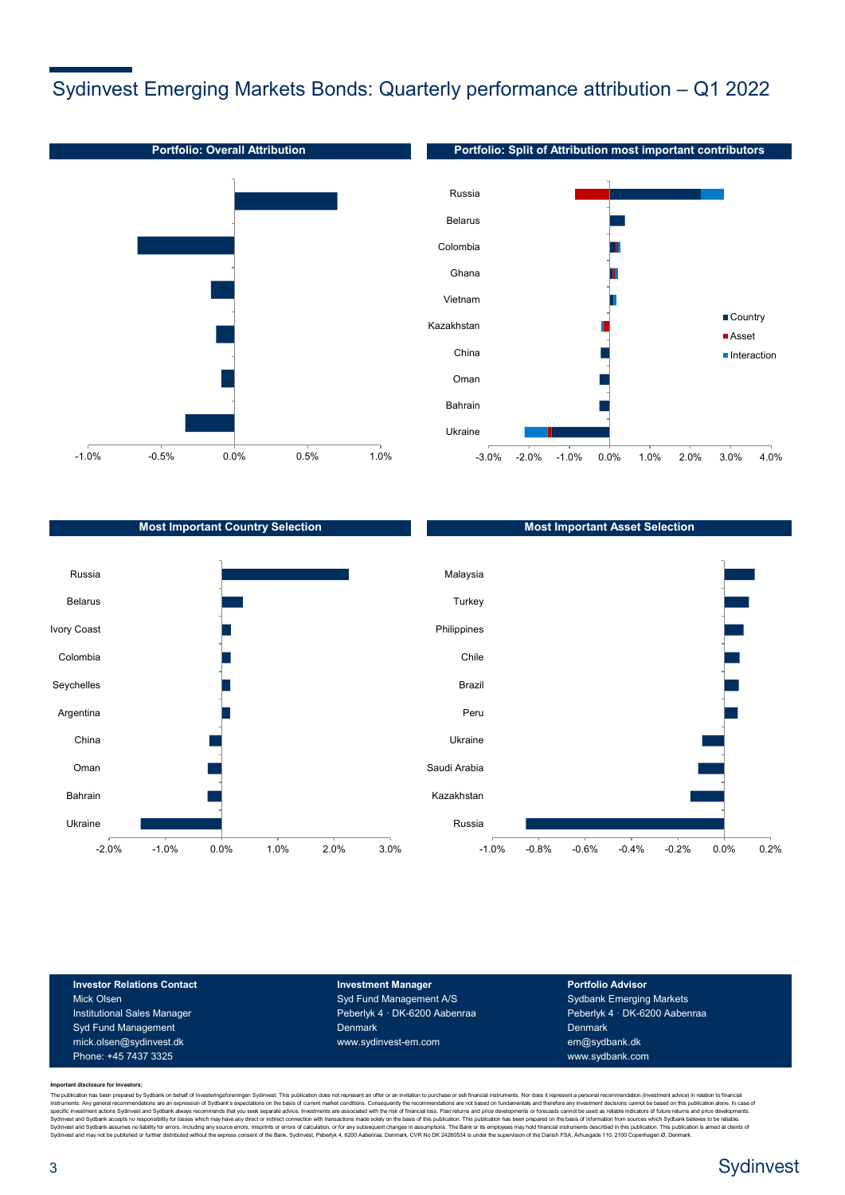# Sydinvest Emerging Markets Bonds: Quarterly performance attribution – Q1 2022

## Portfolio: Overall Attribution

-1.0% -0.5% 0.0% 0.5% 1.0%

## Portfolio: Split of Attribution most important contributors

Russia
Belarus
Colombia
Ghana
Vietnam
Kazakhstan
China
Oman
Bahrain
Ukraine

-3.0% -2.0% -1.0% 0.0% 1.0% 2.0% 3.0% 4.0%

Country
Asset
Interaction

## Most Important Country Selection

Russia
Belarus
Ivory Coast
Colombia
Seychelles
Argentina
China
Oman
Bahrain
Ukraine

-2.0% -1.0% 0.0% 1.0% 2.0% 3.0%

## Most Important Asset Selection

Malaysia
Turkey
Philippines
Chile
Brazil
Peru
Ukraine
Saudi Arabia
Kazakhstan
Russia

-1.0% -0.8% -0.6% -0.4% -0.2% 0.0% 0.2%

**Investor Relations Contact**
Mick Olsen
Institutional Sales Manager
Syd Fund Management
mick.olsen@sydinvest.dk
Phone: +45 7437 3325

**Investment Manager**
Syd Fund Management A/S
Peberlyk 4 · DK-6200 Aabenraa
Denmark
www.sydinvest-em.com

**Portfolio Advisor**
Sydbank Emerging Markets
Peberlyk 4 · DK-6200 Aabenraa
Denmark
em@sydbank.dk
www.sydbank.com

**Important disclosure for investors:**

The publication has been prepared by Sydbank on behalf of Investeringsforeningen Sydinvest. This publication does not represent an offer or an invitation to purchase or sell financial instruments. Nor does it represent a personal recommendation (investment advice) in relation to financial instruments. Any general recommendations are an expression of Sydbank's expectations on the basis of current market conditions. Consequently the recommendations are not based on fundamentals and therefore any investment decisions cannot be based on this publication alone. In case of specific investment actions Sydinvest and Sydbank always recommends that you seek separate advice. Investments are associated with the risk of financial loss. Past returns and price developments or forecasts cannot be used as reliable indicators of future returns and price developments. Sydinvest and Sydbank accepts no responsibility for losses which may have any direct or indirect connection with transactions made solely on the basis of this publication. This publication has been prepared on the basis of information from sources which Sydbank believes to be reliable. Sydinvest and Sydbank assumes no liability for errors, including any source errors, misprints or errors of calculation, or for any subsequent changes in assumptions. The Bank or its employees may hold financial instruments described in this publication. This publication is aimed at clients of Sydinvest and may not be published or further distributed without the express consent of the Bank. Sydinvest, Peberlyk 4, 6200 Aabenraa, Denmark, CVR No DK 24260534 is under the supervision of the Danish FSA, Århusgade 110, 2100 Copenhagen Ø, Denmark.

Sydinvest